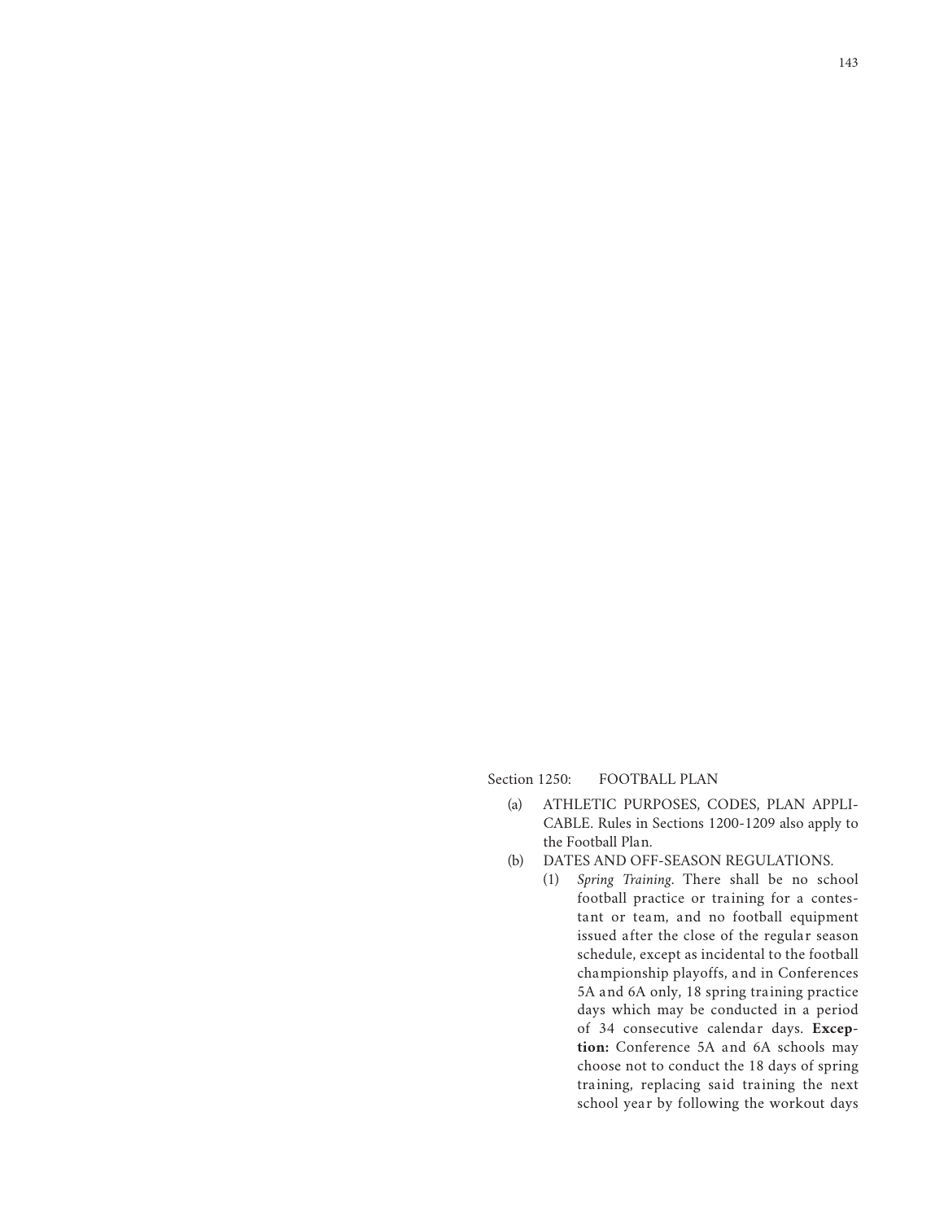## Section 1250: FOOTBALL PLAN

(a) ATHLETIC PURPOSES, CODES, PLAN APPLICABLE. Rules in Sections 1200-1209 also apply to the Football Plan.

(b) DATES AND OFF-SEASON REGULATIONS.

(1) *Spring Training*. There shall be no school football practice or training for a contestant or team, and no football equipment issued after the close of the regular season schedule, except as incidental to the football championship playoffs, and in Conferences 5A and 6A only, 18 spring training practice days which may be conducted in a period of 34 consecutive calendar days. **Exception:** Conference 5A and 6A schools may choose not to conduct the 18 days of spring training, replacing said training the next school year by following the workout days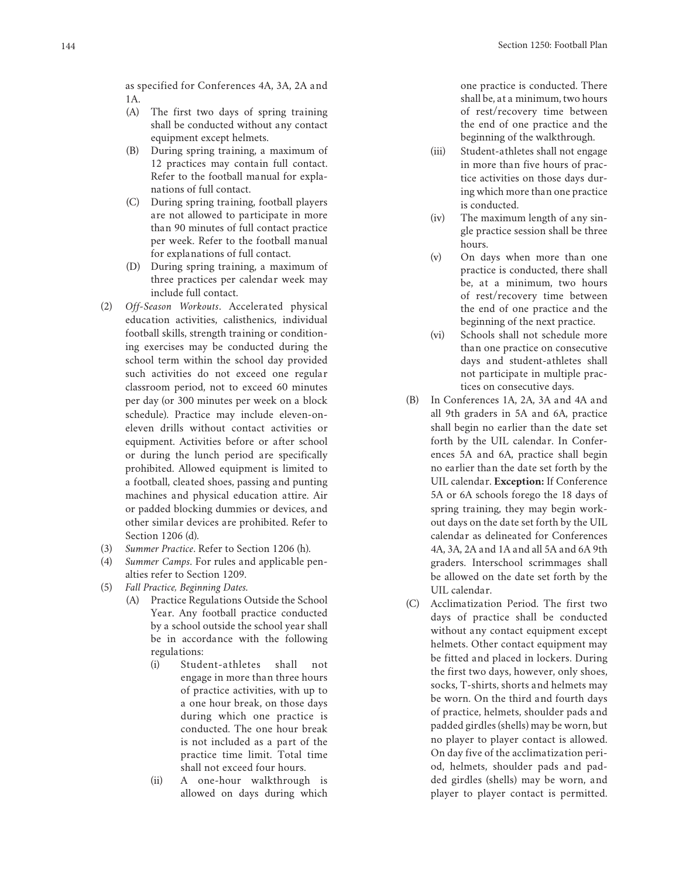as specified for Conferences 4A, 3A, 2A and 1A.

(A) The first two days of spring training shall be conducted without any contact equipment except helmets.

(B) During spring training, a maximum of 12 practices may contain full contact. Refer to the football manual for explanations of full contact.

(C) During spring training, football players are not allowed to participate in more than 90 minutes of full contact practice per week. Refer to the football manual for explanations of full contact.

(D) During spring training, a maximum of three practices per calendar week may include full contact.

(2) *Off-Season Workouts*. Accelerated physical education activities, calisthenics, individual football skills, strength training or conditioning exercises may be conducted during the school term within the school day provided such activities do not exceed one regular classroom period, not to exceed 60 minutes per day (or 300 minutes per week on a block schedule). Practice may include eleven-on-eleven drills without contact activities or equipment. Activities before or after school or during the lunch period are specifically prohibited. Allowed equipment is limited to a football, cleated shoes, passing and punting machines and physical education attire. Air or padded blocking dummies or devices, and other similar devices are prohibited. Refer to Section 1206 (d).

(3) *Summer Practice*. Refer to Section 1206 (h).

(4) *Summer Camps*. For rules and applicable penalties refer to Section 1209.

(5) *Fall Practice, Beginning Dates.*

(A) Practice Regulations Outside the School Year. Any football practice conducted by a school outside the school year shall be in accordance with the following regulations:

(i) Student-athletes shall not engage in more than three hours of practice activities, with up to a one hour break, on those days during which one practice is conducted. The one hour break is not included as a part of the practice time limit. Total time shall not exceed four hours.

(ii) A one-hour walkthrough is allowed on days during which one practice is conducted. There shall be, at a minimum, two hours of rest/recovery time between the end of one practice and the beginning of the walkthrough.

(iii) Student-athletes shall not engage in more than five hours of practice activities on those days during which more than one practice is conducted.

(iv) The maximum length of any single practice session shall be three hours.

(v) On days when more than one practice is conducted, there shall be, at a minimum, two hours of rest/recovery time between the end of one practice and the beginning of the next practice.

(vi) Schools shall not schedule more than one practice on consecutive days and student-athletes shall not participate in multiple practices on consecutive days.

(B) In Conferences 1A, 2A, 3A and 4A and all 9th graders in 5A and 6A, practice shall begin no earlier than the date set forth by the UIL calendar. In Conferences 5A and 6A, practice shall begin no earlier than the date set forth by the UIL calendar. **Exception:** If Conference 5A or 6A schools forego the 18 days of spring training, they may begin workout days on the date set forth by the UIL calendar as delineated for Conferences 4A, 3A, 2A and 1A and all 5A and 6A 9th graders. Interschool scrimmages shall be allowed on the date set forth by the UIL calendar.

(C) Acclimatization Period. The first two days of practice shall be conducted without any contact equipment except helmets. Other contact equipment may be fitted and placed in lockers. During the first two days, however, only shoes, socks, T-shirts, shorts and helmets may be worn. On the third and fourth days of practice, helmets, shoulder pads and padded girdles (shells) may be worn, but no player to player contact is allowed. On day five of the acclimatization period, helmets, shoulder pads and padded girdles (shells) may be worn, and player to player contact is permitted.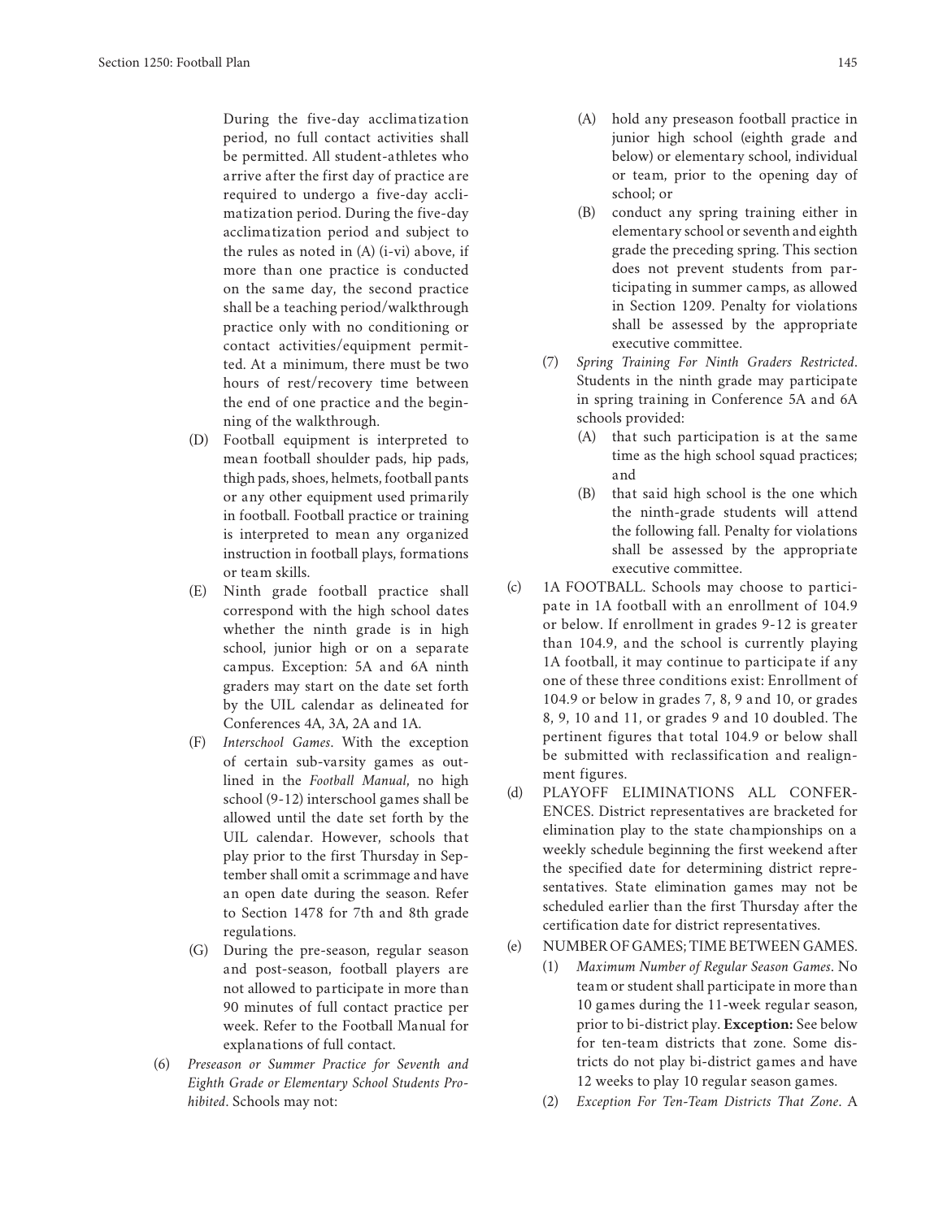During the five-day acclimatization period, no full contact activities shall be permitted. All student-athletes who arrive after the first day of practice are required to undergo a five-day acclimatization period. During the five-day acclimatization period and subject to the rules as noted in (A) (i-vi) above, if more than one practice is conducted on the same day, the second practice shall be a teaching period/walkthrough practice only with no conditioning or contact activities/equipment permitted. At a minimum, there must be two hours of rest/recovery time between the end of one practice and the beginning of the walkthrough.

(D) Football equipment is interpreted to mean football shoulder pads, hip pads, thigh pads, shoes, helmets, football pants or any other equipment used primarily in football. Football practice or training is interpreted to mean any organized instruction in football plays, formations or team skills.

(E) Ninth grade football practice shall correspond with the high school dates whether the ninth grade is in high school, junior high or on a separate campus. Exception: 5A and 6A ninth graders may start on the date set forth by the UIL calendar as delineated for Conferences 4A, 3A, 2A and 1A.

(F) *Interschool Games*. With the exception of certain sub-varsity games as outlined in the *Football Manual*, no high school (9-12) interschool games shall be allowed until the date set forth by the UIL calendar. However, schools that play prior to the first Thursday in September shall omit a scrimmage and have an open date during the season. Refer to Section 1478 for 7th and 8th grade regulations.

(G) During the pre-season, regular season and post-season, football players are not allowed to participate in more than 90 minutes of full contact practice per week. Refer to the Football Manual for explanations of full contact.

(6) *Preseason or Summer Practice for Seventh and Eighth Grade or Elementary School Students Prohibited*. Schools may not:

(A) hold any preseason football practice in junior high school (eighth grade and below) or elementary school, individual or team, prior to the opening day of school; or

(B) conduct any spring training either in elementary school or seventh and eighth grade the preceding spring. This section does not prevent students from participating in summer camps, as allowed in Section 1209. Penalty for violations shall be assessed by the appropriate executive committee.

(7) *Spring Training For Ninth Graders Restricted*. Students in the ninth grade may participate in spring training in Conference 5A and 6A schools provided:

(A) that such participation is at the same time as the high school squad practices; and

(B) that said high school is the one which the ninth-grade students will attend the following fall. Penalty for violations shall be assessed by the appropriate executive committee.

(c) 1A FOOTBALL. Schools may choose to participate in 1A football with an enrollment of 104.9 or below. If enrollment in grades 9-12 is greater than 104.9, and the school is currently playing 1A football, it may continue to participate if any one of these three conditions exist: Enrollment of 104.9 or below in grades 7, 8, 9 and 10, or grades 8, 9, 10 and 11, or grades 9 and 10 doubled. The pertinent figures that total 104.9 or below shall be submitted with reclassification and realignment figures.

(d) PLAYOFF ELIMINATIONS ALL CONFERENCES. District representatives are bracketed for elimination play to the state championships on a weekly schedule beginning the first weekend after the specified date for determining district representatives. State elimination games may not be scheduled earlier than the first Thursday after the certification date for district representatives.

(e) NUMBER OF GAMES; TIME BETWEEN GAMES.

(1) *Maximum Number of Regular Season Games*. No team or student shall participate in more than 10 games during the 11-week regular season, prior to bi-district play. **Exception:** See below for ten-team districts that zone. Some districts do not play bi-district games and have 12 weeks to play 10 regular season games.

(2) *Exception For Ten-Team Districts That Zone*. A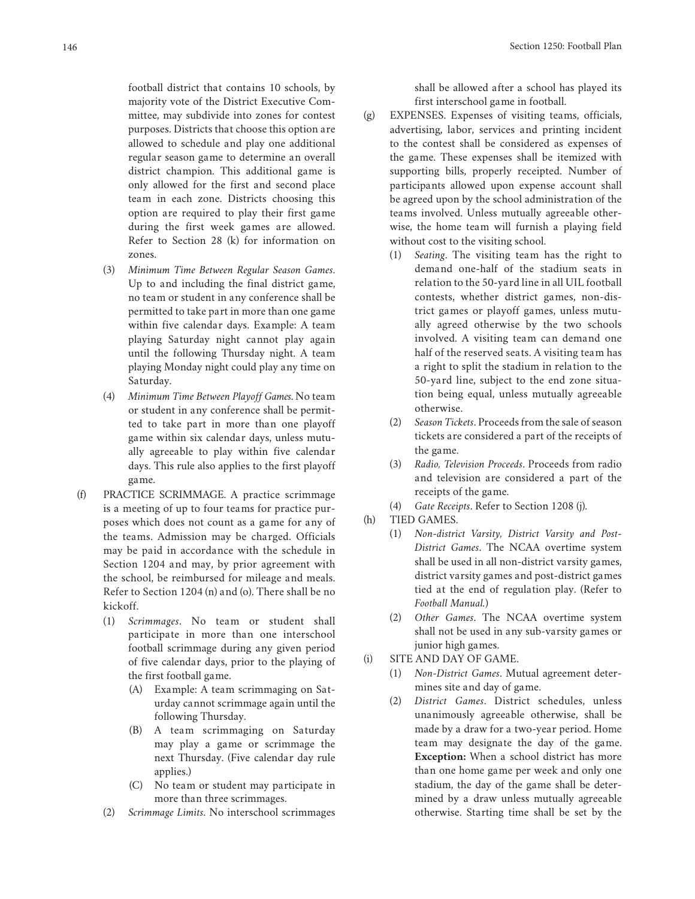football district that contains 10 schools, by majority vote of the District Executive Committee, may subdivide into zones for contest purposes. Districts that choose this option are allowed to schedule and play one additional regular season game to determine an overall district champion. This additional game is only allowed for the first and second place team in each zone. Districts choosing this option are required to play their first game during the first week games are allowed. Refer to Section 28 (k) for information on zones.

(3) *Minimum Time Between Regular Season Games*. Up to and including the final district game, no team or student in any conference shall be permitted to take part in more than one game within five calendar days. Example: A team playing Saturday night cannot play again until the following Thursday night. A team playing Monday night could play any time on Saturday.

(4) *Minimum Time Between Playoff Games.* No team or student in any conference shall be permitted to take part in more than one playoff game within six calendar days, unless mutually agreeable to play within five calendar days. This rule also applies to the first playoff game.

(f) PRACTICE SCRIMMAGE. A practice scrimmage is a meeting of up to four teams for practice purposes which does not count as a game for any of the teams. Admission may be charged. Officials may be paid in accordance with the schedule in Section 1204 and may, by prior agreement with the school, be reimbursed for mileage and meals. Refer to Section 1204 (n) and (o). There shall be no kickoff.

(1) *Scrimmages*. No team or student shall participate in more than one interschool football scrimmage during any given period of five calendar days, prior to the playing of the first football game.

(A) Example: A team scrimmaging on Saturday cannot scrimmage again until the following Thursday.

(B) A team scrimmaging on Saturday may play a game or scrimmage the next Thursday. (Five calendar day rule applies.)

(C) No team or student may participate in more than three scrimmages.

(2) *Scrimmage Limits*. No interschool scrimmages shall be allowed after a school has played its first interschool game in football.

(g) EXPENSES. Expenses of visiting teams, officials, advertising, labor, services and printing incident to the contest shall be considered as expenses of the game. These expenses shall be itemized with supporting bills, properly receipted. Number of participants allowed upon expense account shall be agreed upon by the school administration of the teams involved. Unless mutually agreeable otherwise, the home team will furnish a playing field without cost to the visiting school.

(1) *Seating*. The visiting team has the right to demand one-half of the stadium seats in relation to the 50-yard line in all UIL football contests, whether district games, non-district games or playoff games, unless mutually agreed otherwise by the two schools involved. A visiting team can demand one half of the reserved seats. A visiting team has a right to split the stadium in relation to the 50-yard line, subject to the end zone situation being equal, unless mutually agreeable otherwise.

(2) *Season Tickets*. Proceeds from the sale of season tickets are considered a part of the receipts of the game.

(3) *Radio, Television Proceeds*. Proceeds from radio and television are considered a part of the receipts of the game.

(4) *Gate Receipts*. Refer to Section 1208 (j).

(h) TIED GAMES.

(1) *Non-district Varsity, District Varsity and Post-District Games*. The NCAA overtime system shall be used in all non-district varsity games, district varsity games and post-district games tied at the end of regulation play. (Refer to *Football Manual.*)

(2) *Other Games*. The NCAA overtime system shall not be used in any sub-varsity games or junior high games.

(i) SITE AND DAY OF GAME.

(1) *Non-District Games*. Mutual agreement determines site and day of game.

(2) *District Games*. District schedules, unless unanimously agreeable otherwise, shall be made by a draw for a two-year period. Home team may designate the day of the game. **Exception:** When a school district has more than one home game per week and only one stadium, the day of the game shall be determined by a draw unless mutually agreeable otherwise. Starting time shall be set by the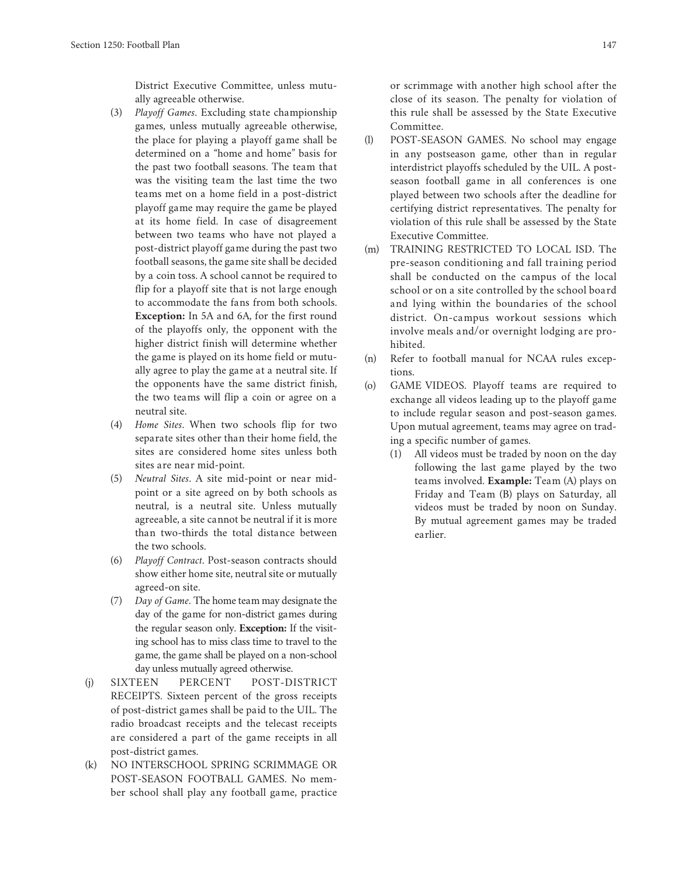District Executive Committee, unless mutually agreeable otherwise.

(3) *Playoff Games*. Excluding state championship games, unless mutually agreeable otherwise, the place for playing a playoff game shall be determined on a "home and home" basis for the past two football seasons. The team that was the visiting team the last time the two teams met on a home field in a post-district playoff game may require the game be played at its home field. In case of disagreement between two teams who have not played a post-district playoff game during the past two football seasons, the game site shall be decided by a coin toss. A school cannot be required to flip for a playoff site that is not large enough to accommodate the fans from both schools. **Exception:** In 5A and 6A, for the first round of the playoffs only, the opponent with the higher district finish will determine whether the game is played on its home field or mutually agree to play the game at a neutral site. If the opponents have the same district finish, the two teams will flip a coin or agree on a neutral site.

(4) *Home Sites*. When two schools flip for two separate sites other than their home field, the sites are considered home sites unless both sites are near mid-point.

(5) *Neutral Sites*. A site mid-point or near mid-point or a site agreed on by both schools as neutral, is a neutral site. Unless mutually agreeable, a site cannot be neutral if it is more than two-thirds the total distance between the two schools.

(6) *Playoff Contract*. Post-season contracts should show either home site, neutral site or mutually agreed-on site.

(7) *Day of Game*. The home team may designate the day of the game for non-district games during the regular season only. **Exception:** If the visiting school has to miss class time to travel to the game, the game shall be played on a non-school day unless mutually agreed otherwise.

(j) SIXTEEN PERCENT POST-DISTRICT RECEIPTS. Sixteen percent of the gross receipts of post-district games shall be paid to the UIL. The radio broadcast receipts and the telecast receipts are considered a part of the game receipts in all post-district games.

(k) NO INTERSCHOOL SPRING SCRIMMAGE OR POST-SEASON FOOTBALL GAMES. No member school shall play any football game, practice or scrimmage with another high school after the close of its season. The penalty for violation of this rule shall be assessed by the State Executive Committee.

(l) POST-SEASON GAMES. No school may engage in any postseason game, other than in regular interdistrict playoffs scheduled by the UIL. A post-season football game in all conferences is one played between two schools after the deadline for certifying district representatives. The penalty for violation of this rule shall be assessed by the State Executive Committee.

(m) TRAINING RESTRICTED TO LOCAL ISD. The pre-season conditioning and fall training period shall be conducted on the campus of the local school or on a site controlled by the school board and lying within the boundaries of the school district. On-campus workout sessions which involve meals and/or overnight lodging are prohibited.

(n) Refer to football manual for NCAA rules exceptions.

(o) GAME VIDEOS. Playoff teams are required to exchange all videos leading up to the playoff game to include regular season and post-season games. Upon mutual agreement, teams may agree on trading a specific number of games.

(1) All videos must be traded by noon on the day following the last game played by the two teams involved. **Example:** Team (A) plays on Friday and Team (B) plays on Saturday, all videos must be traded by noon on Sunday. By mutual agreement games may be traded earlier.